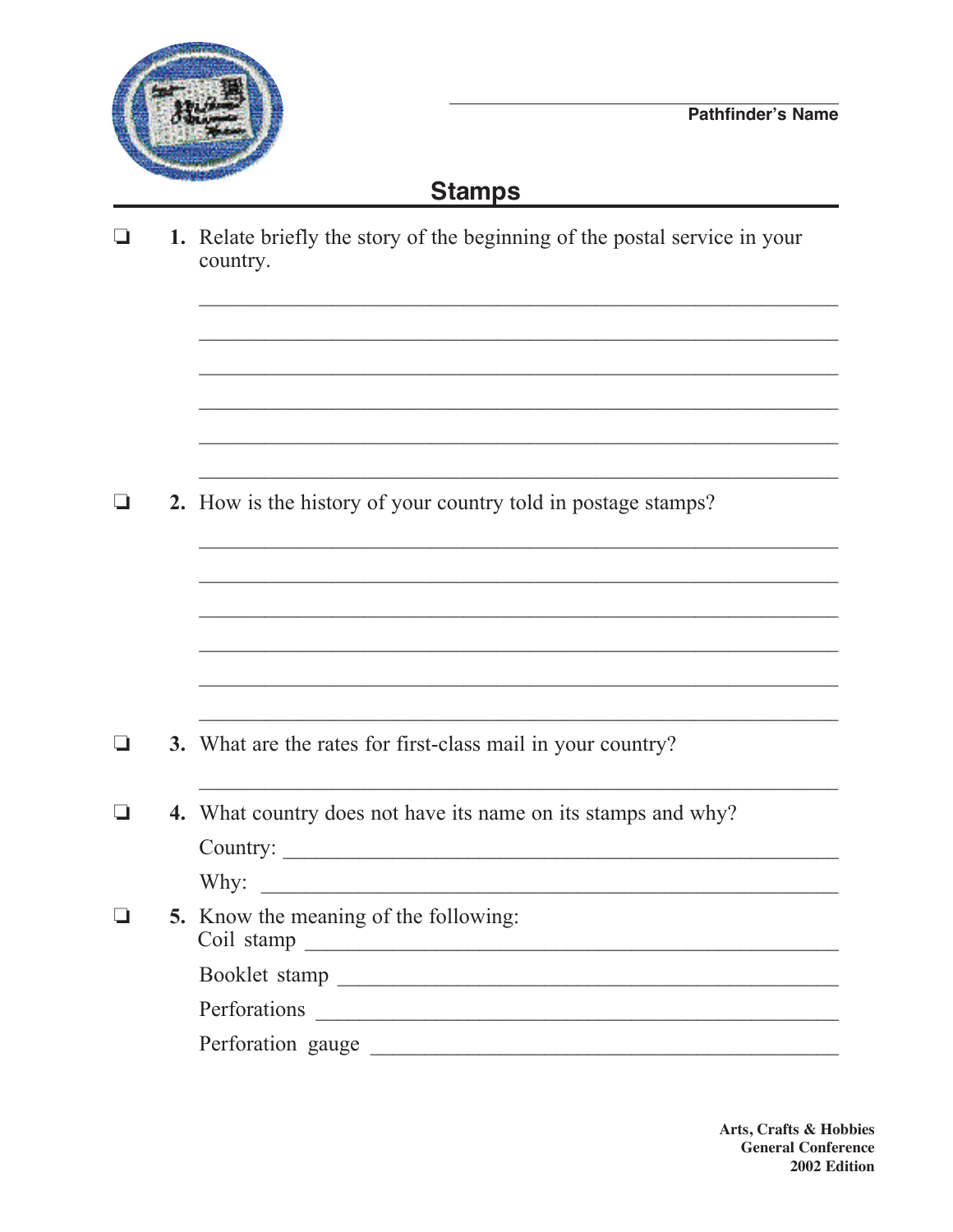Pathfinder's Name: ____________________

# Stamps

❏ **1.** Relate briefly the story of the beginning of the postal service in your country.

____________________________________________________________

____________________________________________________________

____________________________________________________________

____________________________________________________________

____________________________________________________________

____________________________________________________________

❏ **2.** How is the history of your country told in postage stamps?

____________________________________________________________

____________________________________________________________

____________________________________________________________

____________________________________________________________

____________________________________________________________

____________________________________________________________

❏ **3.** What are the rates for first-class mail in your country?

____________________________________________________________

❏ **4.** What country does not have its name on its stamps and why?

Country: ____________________________________________________

Why: ________________________________________________________

❏ **5.** Know the meaning of the following:

Coil stamp ___________________________________________________

Booklet stamp ________________________________________________

Perforations _________________________________________________

Perforation gauge _____________________________________________

**Arts, Crafts & Hobbies**
**General Conference**
**2002 Edition**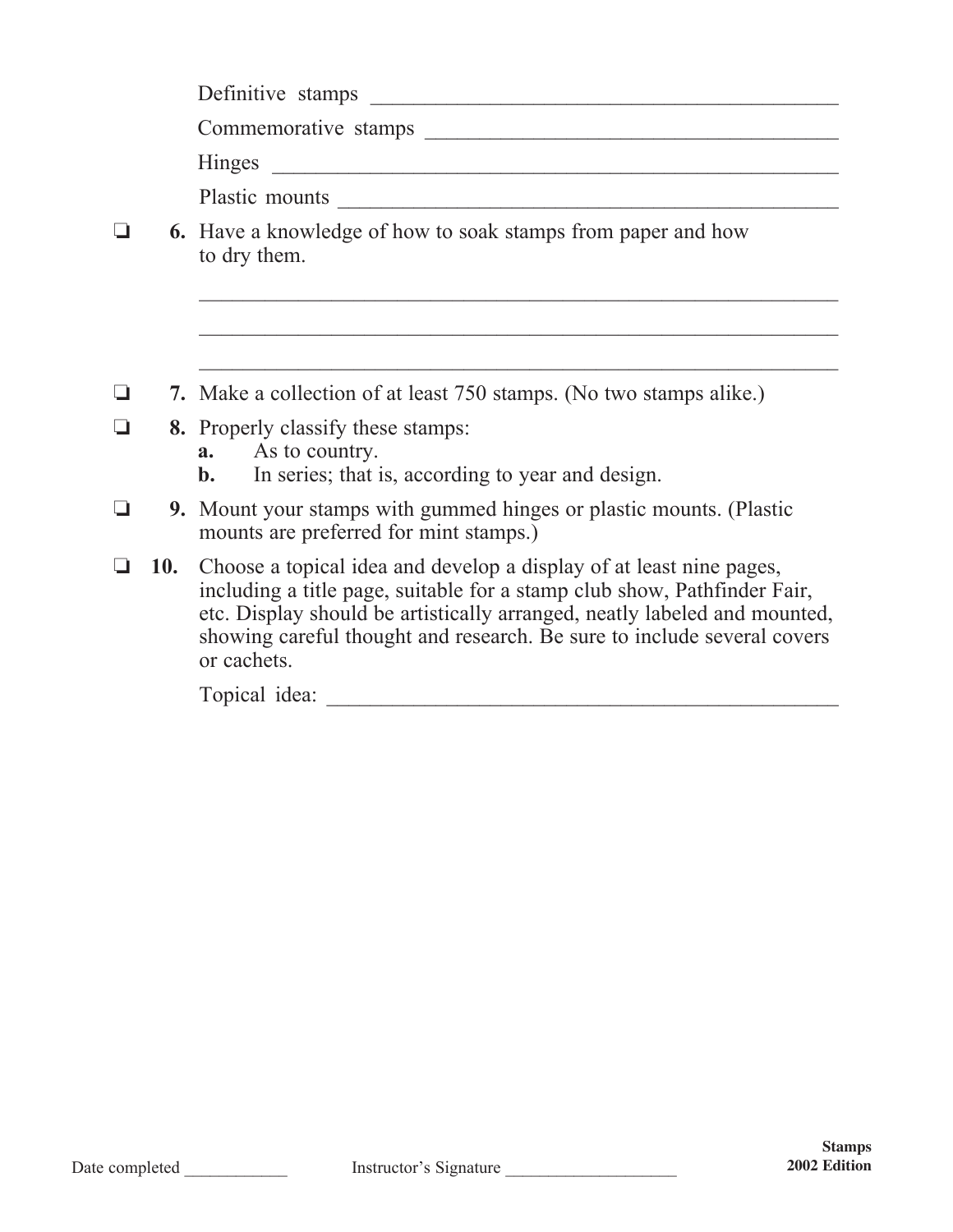Definitive stamps ____________________________________________

Commemorative stamps ______________________________________

Hinges ______________________________________________________

Plastic mounts ________________________________________________

❏ **6.** Have a knowledge of how to soak stamps from paper and how to dry them.

_______________________________________________________________

_______________________________________________________________

_______________________________________________________________

❏ **7.** Make a collection of at least 750 stamps. (No two stamps alike.)

❏ **8.** Properly classify these stamps:
   **a.** As to country.
   **b.** In series; that is, according to year and design.

❏ **9.** Mount your stamps with gummed hinges or plastic mounts. (Plastic mounts are preferred for mint stamps.)

❏ **10.** Choose a topical idea and develop a display of at least nine pages, including a title page, suitable for a stamp club show, Pathfinder Fair, etc. Display should be artistically arranged, neatly labeled and mounted, showing careful thought and research. Be sure to include several covers or cachets.

Topical idea: ____________________________________________

Date completed ____________ Instructor's Signature ____________________

**Stamps**
**2002 Edition**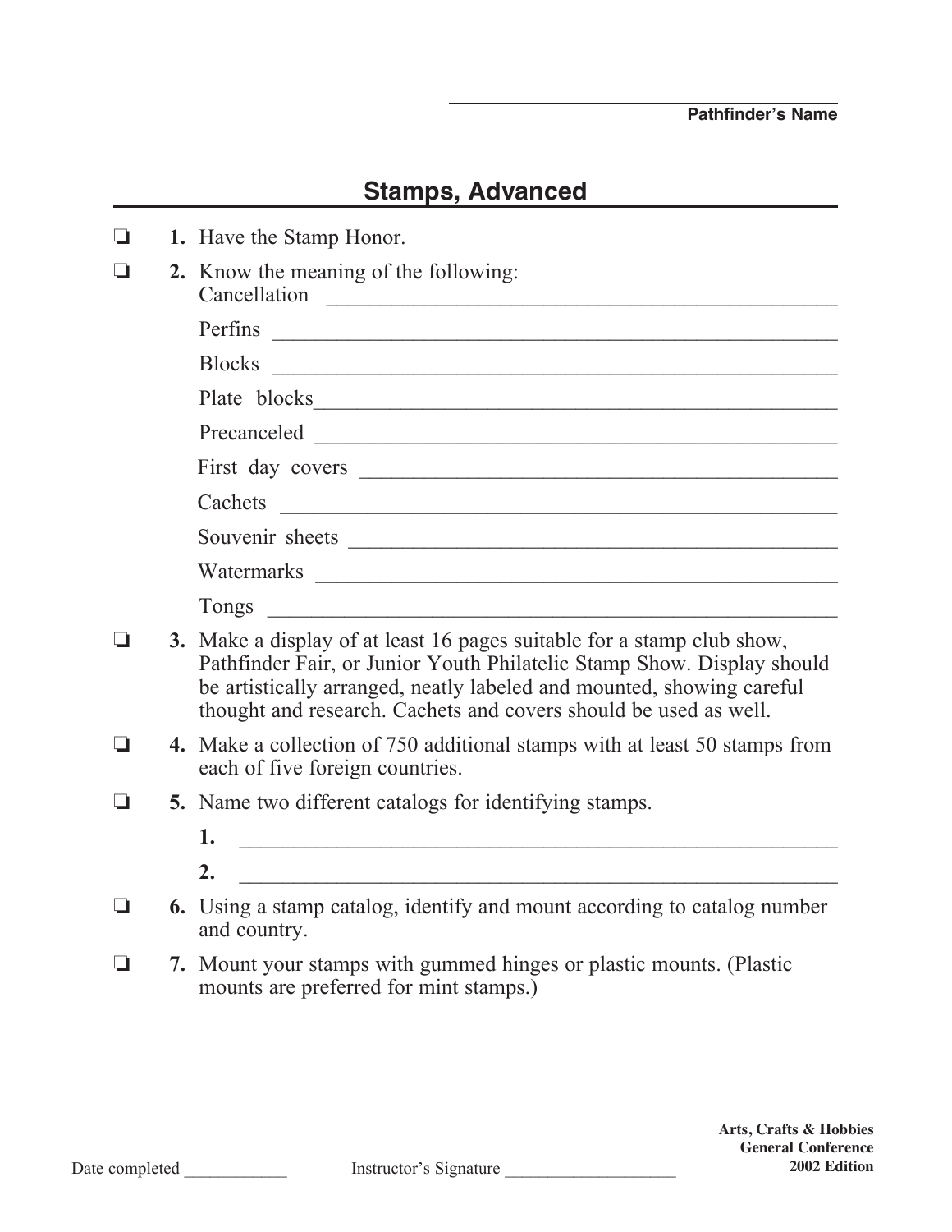Pathfinder's Name

## Stamps, Advanced

❏ **1.** Have the Stamp Honor.

❏ **2.** Know the meaning of the following:
Cancellation ______________________________________________
Perfins ______________________________________________
Blocks ______________________________________________
Plate blocks______________________________________________
Precanceled ______________________________________________
First day covers ______________________________________________
Cachets ______________________________________________
Souvenir sheets ______________________________________________
Watermarks ______________________________________________
Tongs ______________________________________________

❏ **3.** Make a display of at least 16 pages suitable for a stamp club show, Pathfinder Fair, or Junior Youth Philatelic Stamp Show. Display should be artistically arranged, neatly labeled and mounted, showing careful thought and research. Cachets and covers should be used as well.

❏ **4.** Make a collection of 750 additional stamps with at least 50 stamps from each of five foreign countries.

❏ **5.** Name two different catalogs for identifying stamps.
**1.** ______________________________________________
**2.** ______________________________________________

❏ **6.** Using a stamp catalog, identify and mount according to catalog number and country.

❏ **7.** Mount your stamps with gummed hinges or plastic mounts. (Plastic mounts are preferred for mint stamps.)

Date completed ____________ Instructor's Signature ____________________

**Arts, Crafts & Hobbies**
**General Conference**
**2002 Edition**